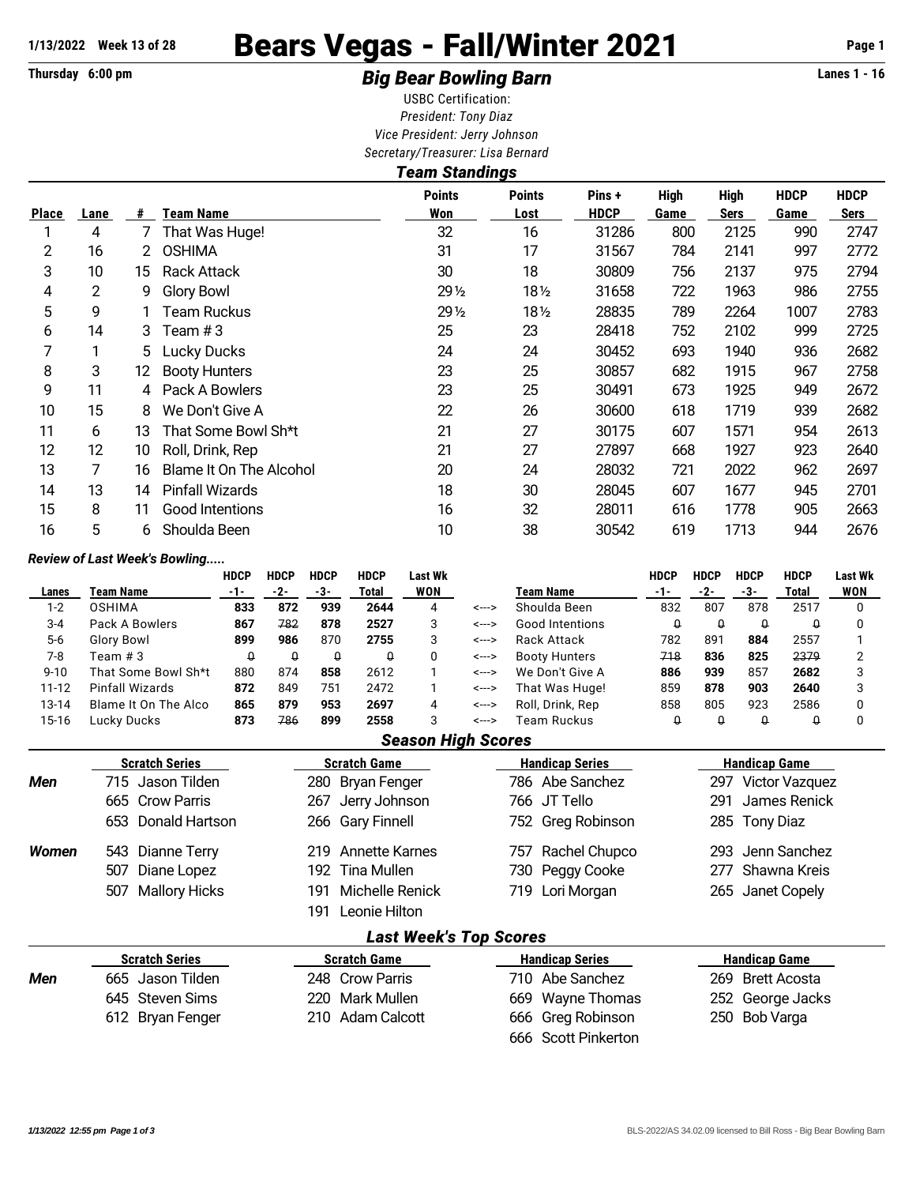# Bears Vegas - Fall/Winter 2021

1/13/2022 Week 13 of 28

Thursday 6:00 pm

## *Big Bear Bowling Barn*

Lanes 1 - 16

USBC Certification:

*President: Tony Diaz*

*Vice President: Jerry Johnson*

*Secretary/Treasurer: Lisa Bernard*

### *Team Standings*

| Place | Lane | # | Team Name | Points Won | Points Lost | Pins + HDCP | High Game | High Sers | HDCP Game | HDCP Sers |
|---|---|---|---|---|---|---|---|---|---|---|
| 1 | 4 | 7 | That Was Huge! | 32 | 16 | 31286 | 800 | 2125 | 990 | 2747 |
| 2 | 16 | 2 | OSHIMA | 31 | 17 | 31567 | 784 | 2141 | 997 | 2772 |
| 3 | 10 | 15 | Rack Attack | 30 | 18 | 30809 | 756 | 2137 | 975 | 2794 |
| 4 | 2 | 9 | Glory Bowl | 29½ | 18½ | 31658 | 722 | 1963 | 986 | 2755 |
| 5 | 9 | 1 | Team Ruckus | 29½ | 18½ | 28835 | 789 | 2264 | 1007 | 2783 |
| 6 | 14 | 3 | Team # 3 | 25 | 23 | 28418 | 752 | 2102 | 999 | 2725 |
| 7 | 1 | 5 | Lucky Ducks | 24 | 24 | 30452 | 693 | 1940 | 936 | 2682 |
| 8 | 3 | 12 | Booty Hunters | 23 | 25 | 30857 | 682 | 1915 | 967 | 2758 |
| 9 | 11 | 4 | Pack A Bowlers | 23 | 25 | 30491 | 673 | 1925 | 949 | 2672 |
| 10 | 15 | 8 | We Don't Give A | 22 | 26 | 30600 | 618 | 1719 | 939 | 2682 |
| 11 | 6 | 13 | That Some Bowl Sh*t | 21 | 27 | 30175 | 607 | 1571 | 954 | 2613 |
| 12 | 12 | 10 | Roll, Drink, Rep | 21 | 27 | 27897 | 668 | 1927 | 923 | 2640 |
| 13 | 7 | 16 | Blame It On The Alcohol | 20 | 24 | 28032 | 721 | 2022 | 962 | 2697 |
| 14 | 13 | 14 | Pinfall Wizards | 18 | 30 | 28045 | 607 | 1677 | 945 | 2701 |
| 15 | 8 | 11 | Good Intentions | 16 | 32 | 28011 | 616 | 1778 | 905 | 2663 |
| 16 | 5 | 6 | Shoulda Been | 10 | 38 | 30542 | 619 | 1713 | 944 | 2676 |

### *Review of Last Week's Bowling.....*

| Lanes | Team Name | HDCP -1- | HDCP -2- | HDCP -3- | HDCP Total | Last Wk WON | | Team Name | HDCP -1- | HDCP -2- | HDCP -3- | HDCP Total | Last Wk WON |
|---|---|---|---|---|---|---|---|---|---|---|---|---|---|
| 1-2 | OSHIMA | **833** | **872** | **939** | **2644** | 4 | <---> | Shoulda Been | 832 | 807 | 878 | 2517 | 0 |
| 3-4 | Pack A Bowlers | **867** | ~~782~~ | **878** | **2527** | 3 | <---> | Good Intentions | ~~0~~ | ~~0~~ | ~~0~~ | ~~0~~ | 0 |
| 5-6 | Glory Bowl | **899** | **986** | 870 | **2755** | 3 | <---> | Rack Attack | 782 | 891 | **884** | 2557 | 1 |
| 7-8 | Team # 3 | ~~0~~ | ~~0~~ | ~~0~~ | ~~0~~ | 0 | <---> | Booty Hunters | ~~718~~ | **836** | **825** | ~~2379~~ | 2 |
| 9-10 | That Some Bowl Sh*t | 880 | 874 | **858** | 2612 | 1 | <---> | We Don't Give A | **886** | **939** | 857 | **2682** | 3 |
| 11-12 | Pinfall Wizards | **872** | 849 | 751 | 2472 | 1 | <---> | That Was Huge! | 859 | **878** | **903** | **2640** | 3 |
| 13-14 | Blame It On The Alco | **865** | **879** | **953** | **2697** | 4 | <---> | Roll, Drink, Rep | 858 | 805 | 923 | 2586 | 0 |
| 15-16 | Lucky Ducks | **873** | ~~786~~ | **899** | **2558** | 3 | <---> | Team Ruckus | ~~0~~ | ~~0~~ | ~~0~~ | ~~0~~ | 0 |

### *Season High Scores*

| | Scratch Series | Scratch Game | Handicap Series | Handicap Game |
|---|---|---|---|---|
| ***Men*** | 715 Jason Tilden | 280 Bryan Fenger | 786 Abe Sanchez | 297 Victor Vazquez |
| | 665 Crow Parris | 267 Jerry Johnson | 766 JT Tello | 291 James Renick |
| | 653 Donald Hartson | 266 Gary Finnell | 752 Greg Robinson | 285 Tony Diaz |
| ***Women*** | 543 Dianne Terry | 219 Annette Karnes | 757 Rachel Chupco | 293 Jenn Sanchez |
| | 507 Diane Lopez | 192 Tina Mullen | 730 Peggy Cooke | 277 Shawna Kreis |
| | 507 Mallory Hicks | 191 Michelle Renick | 719 Lori Morgan | 265 Janet Copely |
| | | 191 Leonie Hilton | | |

### *Last Week's Top Scores*

| | Scratch Series | Scratch Game | Handicap Series | Handicap Game |
|---|---|---|---|---|
| ***Men*** | 665 Jason Tilden | 248 Crow Parris | 710 Abe Sanchez | 269 Brett Acosta |
| | 645 Steven Sims | 220 Mark Mullen | 669 Wayne Thomas | 252 George Jacks |
| | 612 Bryan Fenger | 210 Adam Calcott | 666 Greg Robinson | 250 Bob Varga |
| | | | 666 Scott Pinkerton | |

*1/13/2022 12:55 pm* BLS-2022/AS 34.02.09 licensed to Bill Ross - Big Bear Bowling Barn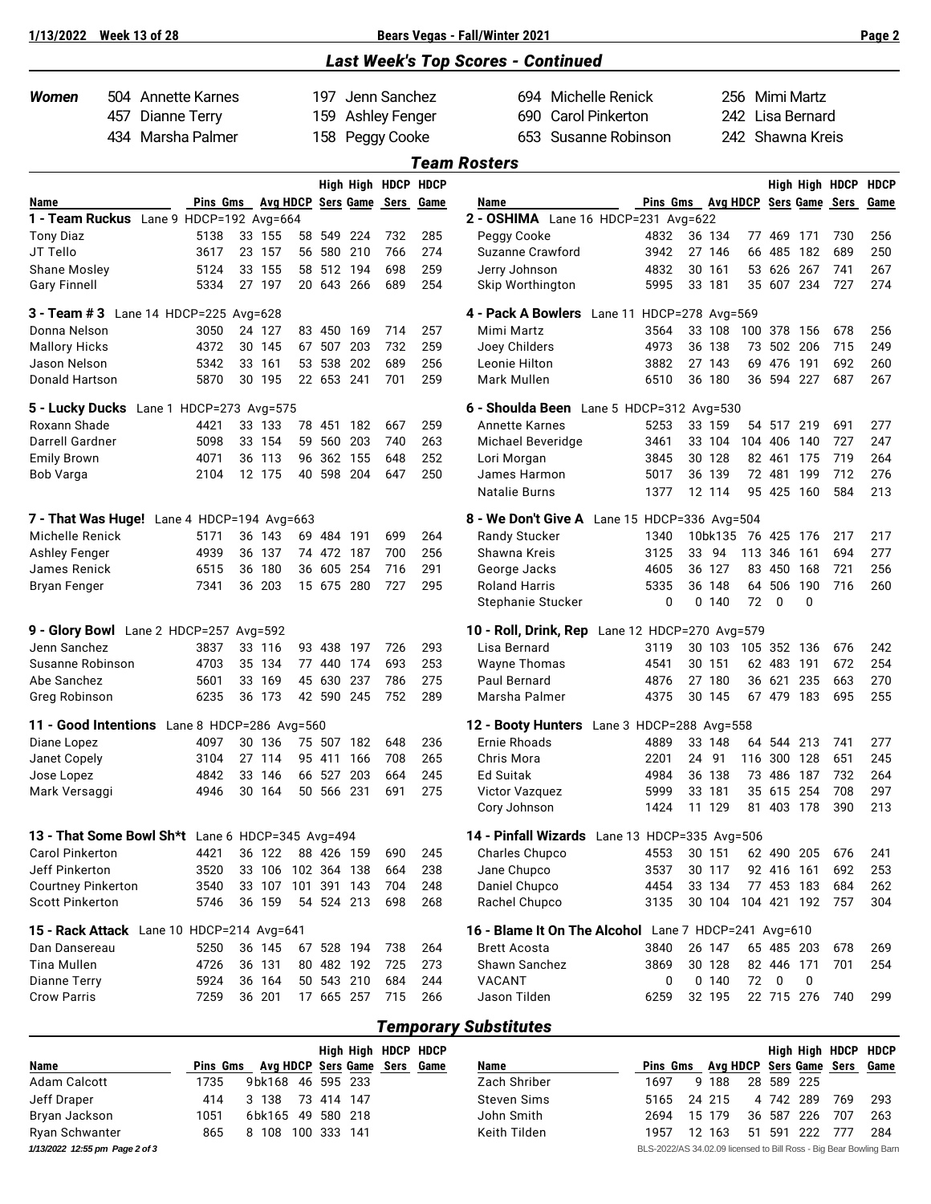## Last Week's Top Scores - Continued

**Women**

| | | | |
|---|---|---|---|
| 504 Annette Karnes | 197 Jenn Sanchez | 694 Michelle Renick | 256 Mimi Martz |
| 457 Dianne Terry | 159 Ashley Fenger | 690 Carol Pinkerton | 242 Lisa Bernard |
| 434 Marsha Palmer | 158 Peggy Cooke | 653 Susanne Robinson | 242 Shawna Kreis |

## Team Rosters

| Name | Pins | Gms | Avg | HDCP | High Sers | High Game | HDCP Sers | HDCP Game |
|---|---|---|---|---|---|---|---|---|
| **1 - Team Ruckus** Lane 9 HDCP=192 Avg=664 | | | | | | | | |
| Tony Diaz | 5138 | 33 | 155 | 58 | 549 | 224 | 732 | 285 |
| JT Tello | 3617 | 23 | 157 | 56 | 580 | 210 | 766 | 274 |
| Shane Mosley | 5124 | 33 | 155 | 58 | 512 | 194 | 698 | 259 |
| Gary Finnell | 5334 | 27 | 197 | 20 | 643 | 266 | 689 | 254 |
| **2 - OSHIMA** Lane 16 HDCP=231 Avg=622 | | | | | | | | |
| Peggy Cooke | 4832 | 36 | 134 | 77 | 469 | 171 | 730 | 256 |
| Suzanne Crawford | 3942 | 27 | 146 | 66 | 485 | 182 | 689 | 250 |
| Jerry Johnson | 4832 | 30 | 161 | 53 | 626 | 267 | 741 | 267 |
| Skip Worthington | 5995 | 33 | 181 | 35 | 607 | 234 | 727 | 274 |
| **3 - Team # 3** Lane 14 HDCP=225 Avg=628 | | | | | | | | |
| Donna Nelson | 3050 | 24 | 127 | 83 | 450 | 169 | 714 | 257 |
| Mallory Hicks | 4372 | 30 | 145 | 67 | 507 | 203 | 732 | 259 |
| Jason Nelson | 5342 | 33 | 161 | 53 | 538 | 202 | 689 | 256 |
| Donald Hartson | 5870 | 30 | 195 | 22 | 653 | 241 | 701 | 259 |
| **4 - Pack A Bowlers** Lane 11 HDCP=278 Avg=569 | | | | | | | | |
| Mimi Martz | 3564 | 33 | 108 | 100 | 378 | 156 | 678 | 256 |
| Joey Childers | 4973 | 36 | 138 | 73 | 502 | 206 | 715 | 249 |
| Leonie Hilton | 3882 | 27 | 143 | 69 | 476 | 191 | 692 | 260 |
| Mark Mullen | 6510 | 36 | 180 | 36 | 594 | 227 | 687 | 267 |
| **5 - Lucky Ducks** Lane 1 HDCP=273 Avg=575 | | | | | | | | |
| Roxann Shade | 4421 | 33 | 133 | 78 | 451 | 182 | 667 | 259 |
| Darrell Gardner | 5098 | 33 | 154 | 59 | 560 | 203 | 740 | 263 |
| Emily Brown | 4071 | 36 | 113 | 96 | 362 | 155 | 648 | 252 |
| Bob Varga | 2104 | 12 | 175 | 40 | 598 | 204 | 647 | 250 |
| **6 - Shoulda Been** Lane 5 HDCP=312 Avg=530 | | | | | | | | |
| Annette Karnes | 5253 | 33 | 159 | 54 | 517 | 219 | 691 | 277 |
| Michael Beveridge | 3461 | 33 | 104 | 104 | 406 | 140 | 727 | 247 |
| Lori Morgan | 3845 | 30 | 128 | 82 | 461 | 175 | 719 | 264 |
| James Harmon | 5017 | 36 | 139 | 72 | 481 | 199 | 712 | 276 |
| Natalie Burns | 1377 | 12 | 114 | 95 | 425 | 160 | 584 | 213 |
| **7 - That Was Huge!** Lane 4 HDCP=194 Avg=663 | | | | | | | | |
| Michelle Renick | 5171 | 36 | 143 | 69 | 484 | 191 | 699 | 264 |
| Ashley Fenger | 4939 | 36 | 137 | 74 | 472 | 187 | 700 | 256 |
| James Renick | 6515 | 36 | 180 | 36 | 605 | 254 | 716 | 291 |
| Bryan Fenger | 7341 | 36 | 203 | 15 | 675 | 280 | 727 | 295 |
| **8 - We Don't Give A** Lane 15 HDCP=336 Avg=504 | | | | | | | | |
| Randy Stucker | 1340 | 10bk | 135 | 76 | 425 | 176 | 217 | 217 |
| Shawna Kreis | 3125 | 33 | 94 | 113 | 346 | 161 | 694 | 277 |
| George Jacks | 4605 | 36 | 127 | 83 | 450 | 168 | 721 | 256 |
| Roland Harris | 5335 | 36 | 148 | 64 | 506 | 190 | 716 | 260 |
| Stephanie Stucker | 0 | 0 | 140 | 72 | 0 | 0 | | |
| **9 - Glory Bowl** Lane 2 HDCP=257 Avg=592 | | | | | | | | |
| Jenn Sanchez | 3837 | 33 | 116 | 93 | 438 | 197 | 726 | 293 |
| Susanne Robinson | 4703 | 35 | 134 | 77 | 440 | 174 | 693 | 253 |
| Abe Sanchez | 5601 | 33 | 169 | 45 | 630 | 237 | 786 | 275 |
| Greg Robinson | 6235 | 36 | 173 | 42 | 590 | 245 | 752 | 289 |
| **10 - Roll, Drink, Rep** Lane 12 HDCP=270 Avg=579 | | | | | | | | |
| Lisa Bernard | 3119 | 30 | 103 | 105 | 352 | 136 | 676 | 242 |
| Wayne Thomas | 4541 | 30 | 151 | 62 | 483 | 191 | 672 | 254 |
| Paul Bernard | 4876 | 27 | 180 | 36 | 621 | 235 | 663 | 270 |
| Marsha Palmer | 4375 | 30 | 145 | 67 | 479 | 183 | 695 | 255 |
| **11 - Good Intentions** Lane 8 HDCP=286 Avg=560 | | | | | | | | |
| Diane Lopez | 4097 | 30 | 136 | 75 | 507 | 182 | 648 | 236 |
| Janet Copely | 3104 | 27 | 114 | 95 | 411 | 166 | 708 | 265 |
| Jose Lopez | 4842 | 33 | 146 | 66 | 527 | 203 | 664 | 245 |
| Mark Versaggi | 4946 | 30 | 164 | 50 | 566 | 231 | 691 | 275 |
| **12 - Booty Hunters** Lane 3 HDCP=288 Avg=558 | | | | | | | | |
| Ernie Rhoads | 4889 | 33 | 148 | 64 | 544 | 213 | 741 | 277 |
| Chris Mora | 2201 | 24 | 91 | 116 | 300 | 128 | 651 | 245 |
| Ed Suitak | 4984 | 36 | 138 | 73 | 486 | 187 | 732 | 264 |
| Victor Vazquez | 5999 | 33 | 181 | 35 | 615 | 254 | 708 | 297 |
| Cory Johnson | 1424 | 11 | 129 | 81 | 403 | 178 | 390 | 213 |
| **13 - That Some Bowl Sh*t** Lane 6 HDCP=345 Avg=494 | | | | | | | | |
| Carol Pinkerton | 4421 | 36 | 122 | 88 | 426 | 159 | 690 | 245 |
| Jeff Pinkerton | 3520 | 33 | 106 | 102 | 364 | 138 | 664 | 238 |
| Courtney Pinkerton | 3540 | 33 | 107 | 101 | 391 | 143 | 704 | 248 |
| Scott Pinkerton | 5746 | 36 | 159 | 54 | 524 | 213 | 698 | 268 |
| **14 - Pinfall Wizards** Lane 13 HDCP=335 Avg=506 | | | | | | | | |
| Charles Chupco | 4553 | 30 | 151 | 62 | 490 | 205 | 676 | 241 |
| Jane Chupco | 3537 | 30 | 117 | 92 | 416 | 161 | 692 | 253 |
| Daniel Chupco | 4454 | 33 | 134 | 77 | 453 | 183 | 684 | 262 |
| Rachel Chupco | 3135 | 30 | 104 | 104 | 421 | 192 | 757 | 304 |
| **15 - Rack Attack** Lane 10 HDCP=214 Avg=641 | | | | | | | | |
| Dan Dansereau | 5250 | 36 | 145 | 67 | 528 | 194 | 738 | 264 |
| Tina Mullen | 4726 | 36 | 131 | 80 | 482 | 192 | 725 | 273 |
| Dianne Terry | 5924 | 36 | 164 | 50 | 543 | 210 | 684 | 244 |
| Crow Parris | 7259 | 36 | 201 | 17 | 665 | 257 | 715 | 266 |
| **16 - Blame It On The Alcohol** Lane 7 HDCP=241 Avg=610 | | | | | | | | |
| Brett Acosta | 3840 | 26 | 147 | 65 | 485 | 203 | 678 | 269 |
| Shawn Sanchez | 3869 | 30 | 128 | 82 | 446 | 171 | 701 | 254 |
| VACANT | 0 | 0 | 140 | 72 | 0 | 0 | | |
| Jason Tilden | 6259 | 32 | 195 | 22 | 715 | 276 | 740 | 299 |

## Temporary Substitutes

| Name | Pins | Gms | Avg | HDCP | High Sers | High Game | HDCP Sers | HDCP Game |
|---|---|---|---|---|---|---|---|---|
| Adam Calcott | 1735 | 9bk | 168 | 46 | 595 | 233 | | |
| Jeff Draper | 414 | 3 | 138 | 73 | 414 | 147 | | |
| Bryan Jackson | 1051 | 6bk | 165 | 49 | 580 | 218 | | |
| Ryan Schwanter | 865 | 8 | 108 | 100 | 333 | 141 | | |
| Zach Shriber | 1697 | 9 | 188 | 28 | 589 | 225 | | |
| Steven Sims | 5165 | 24 | 215 | 4 | 742 | 289 | 769 | 293 |
| John Smith | 2694 | 15 | 179 | 36 | 587 | 226 | 707 | 263 |
| Keith Tilden | 1957 | 12 | 163 | 51 | 591 | 222 | 777 | 284 |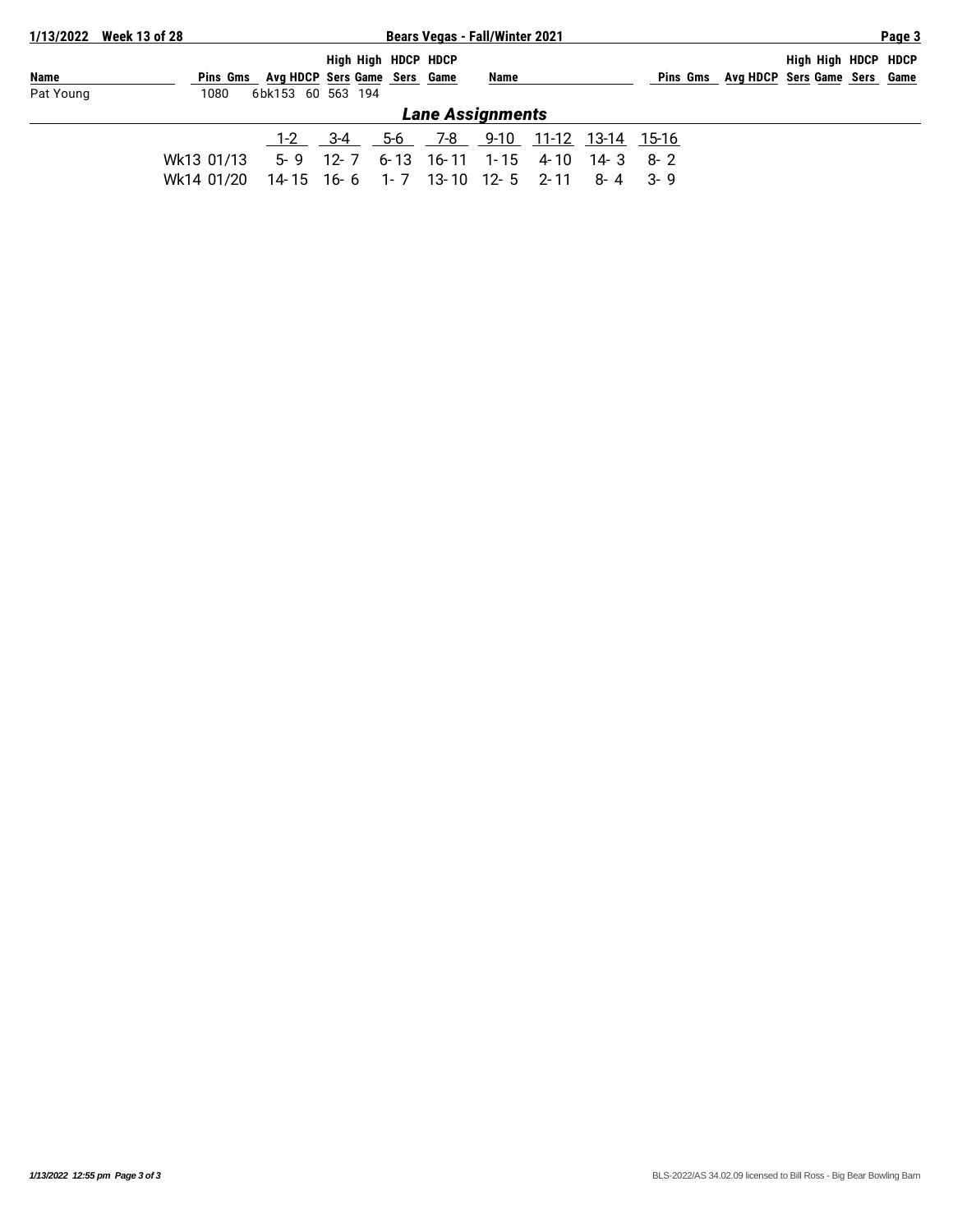**Bears Vegas - Fall/Winter 2021**

**1/13/2022 Week 13 of 28**

| Name | Pins | Gms | Avg | HDCP | High Sers | High Game | HDCP Sers | HDCP Game | Name | Pins | Gms | Avg | HDCP | High Sers | High Game | HDCP Sers | HDCP Game |
|---|---|---|---|---|---|---|---|---|---|---|---|---|---|---|---|---|---|
| Pat Young | 1080 | 6 | bk153 | 60 | 563 | 194 | | | | | | | | | | | |

## *Lane Assignments*

| | 1-2 | 3-4 | 5-6 | 7-8 | 9-10 | 11-12 | 13-14 | 15-16 |
|---|---|---|---|---|---|---|---|---|
| Wk13 01/13 | 5- 9 | 12- 7 | 6- 13 | 16- 11 | 1- 15 | 4- 10 | 14- 3 | 8- 2 |
| Wk14 01/20 | 14- 15 | 16- 6 | 1- 7 | 13- 10 | 12- 5 | 2- 11 | 8- 4 | 3- 9 |

*1/13/2022 12:55 pm*

BLS-2022/AS 34.02.09 licensed to Bill Ross - Big Bear Bowling Barn